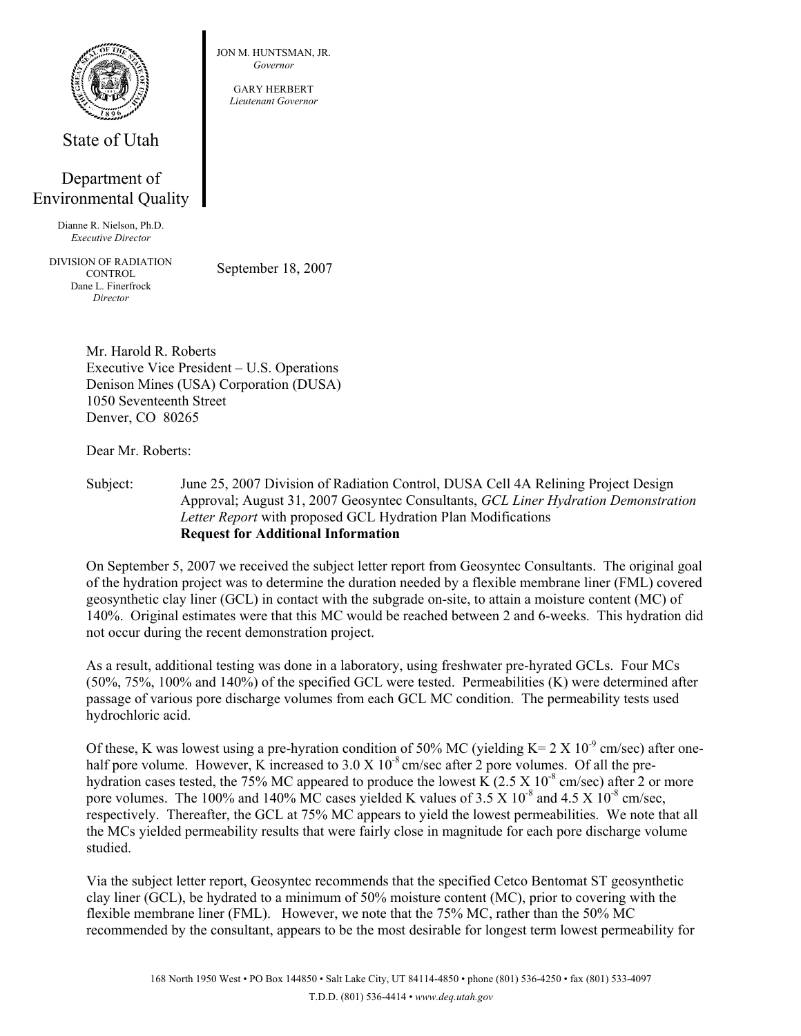JON M. HUNTSMAN, JR.
*Governor*

GARY HERBERT
*Lieutenant Governor*

State of Utah

Department of Environmental Quality

Dianne R. Nielson, Ph.D.
*Executive Director*

DIVISION OF RADIATION CONTROL
Dane L. Finerfrock
*Director*

September 18, 2007

Mr. Harold R. Roberts
Executive Vice President – U.S. Operations
Denison Mines (USA) Corporation (DUSA)
1050 Seventeenth Street
Denver, CO 80265

Dear Mr. Roberts:

Subject: June 25, 2007 Division of Radiation Control, DUSA Cell 4A Relining Project Design Approval; August 31, 2007 Geosyntec Consultants, *GCL Liner Hydration Demonstration Letter Report* with proposed GCL Hydration Plan Modifications
**Request for Additional Information**

On September 5, 2007 we received the subject letter report from Geosyntec Consultants. The original goal of the hydration project was to determine the duration needed by a flexible membrane liner (FML) covered geosynthetic clay liner (GCL) in contact with the subgrade on-site, to attain a moisture content (MC) of 140%. Original estimates were that this MC would be reached between 2 and 6-weeks. This hydration did not occur during the recent demonstration project.

As a result, additional testing was done in a laboratory, using freshwater pre-hyrated GCLs. Four MCs (50%, 75%, 100% and 140%) of the specified GCL were tested. Permeabilities (K) were determined after passage of various pore discharge volumes from each GCL MC condition. The permeability tests used hydrochloric acid.

Of these, K was lowest using a pre-hyration condition of 50% MC (yielding K= $2 \times 10^{-9}$ cm/sec) after one-half pore volume. However, K increased to $3.0 \times 10^{-8}$ cm/sec after 2 pore volumes. Of all the pre-hydration cases tested, the 75% MC appeared to produce the lowest K ($2.5 \times 10^{-8}$ cm/sec) after 2 or more pore volumes. The 100% and 140% MC cases yielded K values of $3.5 \times 10^{-8}$ and $4.5 \times 10^{-8}$ cm/sec, respectively. Thereafter, the GCL at 75% MC appears to yield the lowest permeabilities. We note that all the MCs yielded permeability results that were fairly close in magnitude for each pore discharge volume studied.

Via the subject letter report, Geosyntec recommends that the specified Cetco Bentomat ST geosynthetic clay liner (GCL), be hydrated to a minimum of 50% moisture content (MC), prior to covering with the flexible membrane liner (FML). However, we note that the 75% MC, rather than the 50% MC recommended by the consultant, appears to be the most desirable for longest term lowest permeability for

168 North 1950 West • PO Box 144850 • Salt Lake City, UT 84114-4850 • phone (801) 536-4250 • fax (801) 533-4097
T.D.D. (801) 536-4414 • *www.deq.utah.gov*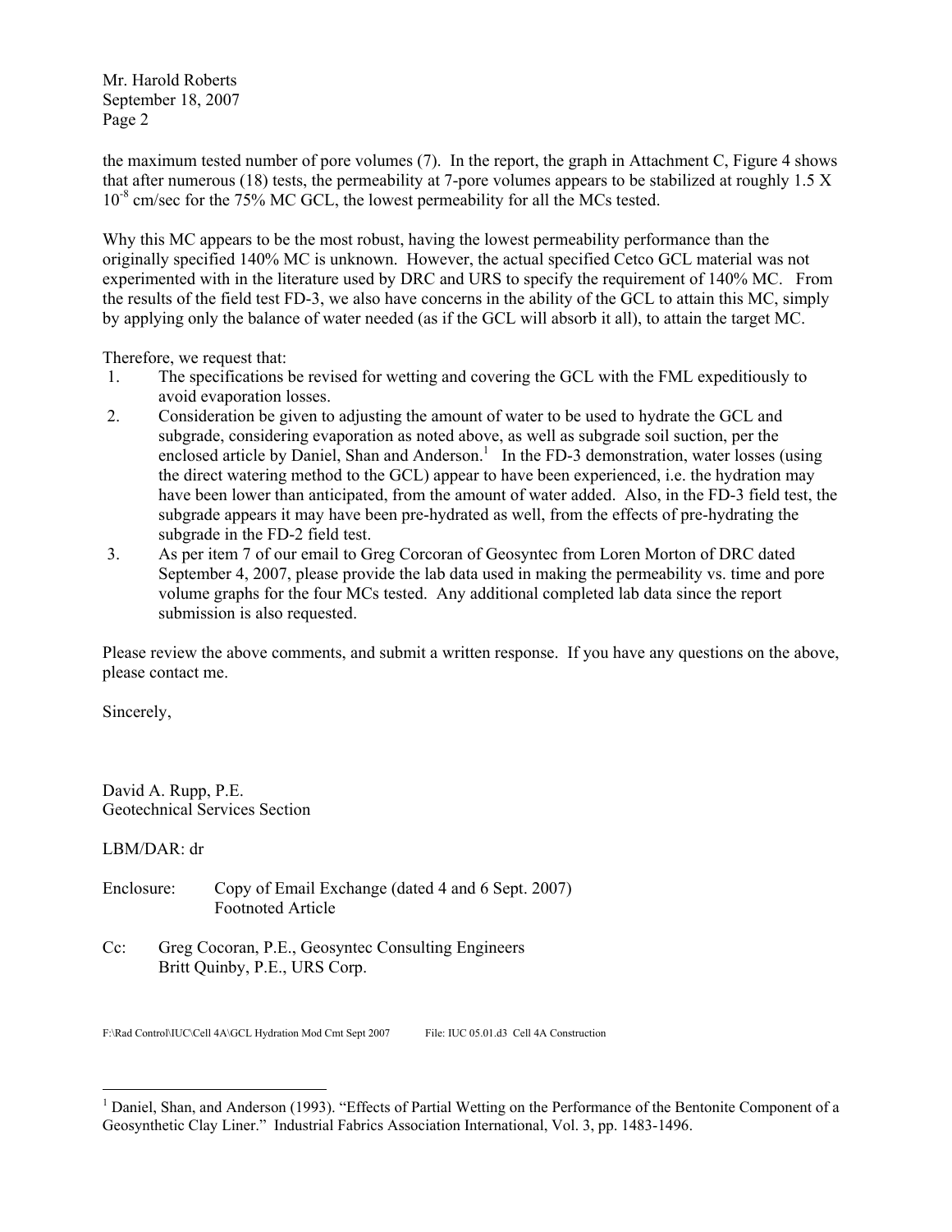Mr. Harold Roberts
September 18, 2007

the maximum tested number of pore volumes (7). In the report, the graph in Attachment C, Figure 4 shows that after numerous (18) tests, the permeability at 7-pore volumes appears to be stabilized at roughly 1.5 X $10^{-8}$ cm/sec for the 75% MC GCL, the lowest permeability for all the MCs tested.

Why this MC appears to be the most robust, having the lowest permeability performance than the originally specified 140% MC is unknown. However, the actual specified Cetco GCL material was not experimented with in the literature used by DRC and URS to specify the requirement of 140% MC. From the results of the field test FD-3, we also have concerns in the ability of the GCL to attain this MC, simply by applying only the balance of water needed (as if the GCL will absorb it all), to attain the target MC.

Therefore, we request that:

1. The specifications be revised for wetting and covering the GCL with the FML expeditiously to avoid evaporation losses.
2. Consideration be given to adjusting the amount of water to be used to hydrate the GCL and subgrade, considering evaporation as noted above, as well as subgrade soil suction, per the enclosed article by Daniel, Shan and Anderson.[1] In the FD-3 demonstration, water losses (using the direct watering method to the GCL) appear to have been experienced, i.e. the hydration may have been lower than anticipated, from the amount of water added. Also, in the FD-3 field test, the subgrade appears it may have been pre-hydrated as well, from the effects of pre-hydrating the subgrade in the FD-2 field test.
3. As per item 7 of our email to Greg Corcoran of Geosyntec from Loren Morton of DRC dated September 4, 2007, please provide the lab data used in making the permeability vs. time and pore volume graphs for the four MCs tested. Any additional completed lab data since the report submission is also requested.

Please review the above comments, and submit a written response. If you have any questions on the above, please contact me.

Sincerely,

David A. Rupp, P.E.
Geotechnical Services Section

LBM/DAR: dr

Enclosure: Copy of Email Exchange (dated 4 and 6 Sept. 2007)
Footnoted Article

Cc: Greg Cocoran, P.E., Geosyntec Consulting Engineers
Britt Quinby, P.E., URS Corp.

F:\Rad Control\IUC\Cell 4A\GCL Hydration Mod Cmt Sept 2007 File: IUC 05.01.d3 Cell 4A Construction

---

[1] Daniel, Shan, and Anderson (1993). "Effects of Partial Wetting on the Performance of the Bentonite Component of a Geosynthetic Clay Liner." Industrial Fabrics Association International, Vol. 3, pp. 1483-1496.